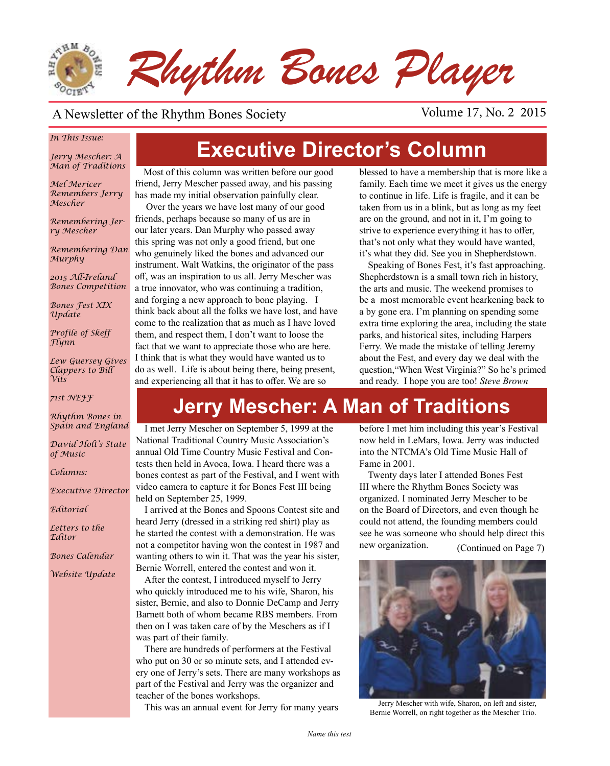# Rhythm Bones Player

A Newsletter of the Rhythm Bones Society

Volume 17, No. 2 2015

*In This Issue:*

*Jerry Mescher: A Man of Traditions*

*Mel Mericer Remembers Jerry Mescher*

*Remembering Jerry Mescher*

*Remembering Dan Murphy*

*2015 All-Ireland Bones Competition*

*Bones Fest XIX Update*

*Profile of Skeff Flynn*

*Lew Guersey Gives Clappers to Bill Vits*

*71st NEFF*

*Rhythm Bones in Spain and England*

*David Holt's State of Music*

*Columns:*

*Executive Director*

*Editorial*

*Letters to the Editor*

*Bones Calendar*

*Website Update*

## Executive Director's Column

Most of this column was written before our good friend, Jerry Mescher passed away, and his passing has made my initial observation painfully clear.

Over the years we have lost many of our good friends, perhaps because so many of us are in our later years. Dan Murphy who passed away this spring was not only a good friend, but one who genuinely liked the bones and advanced our instrument. Walt Watkins, the originator of the pass off, was an inspiration to us all. Jerry Mescher was a true innovator, who was continuing a tradition, and forging a new approach to bone playing. I think back about all the folks we have lost, and have come to the realization that as much as I have loved them, and respect them, I don't want to loose the fact that we want to appreciate those who are here. I think that is what they would have wanted us to do as well. Life is about being there, being present, and experiencing all that it has to offer. We are so blessed to have a membership that is more like a family. Each time we meet it gives us the energy to continue in life. Life is fragile, and it can be taken from us in a blink, but as long as my feet are on the ground, and not in it, I'm going to strive to experience everything it has to offer, that's not only what they would have wanted, it's what they did. See you in Shepherdstown.

Speaking of Bones Fest, it's fast approaching. Shepherdstown is a small town rich in history, the arts and music. The weekend promises to be a most memorable event hearkening back to a by gone era. I'm planning on spending some extra time exploring the area, including the state parks, and historical sites, including Harpers Ferry. We made the mistake of telling Jeremy about the Fest, and every day we deal with the question,"When West Virginia?" So he's primed and ready. I hope you are too! *Steve Brown*

## Jerry Mescher: A Man of Traditions

I met Jerry Mescher on September 5, 1999 at the National Traditional Country Music Association's annual Old Time Country Music Festival and Contests then held in Avoca, Iowa. I heard there was a bones contest as part of the Festival, and I went with video camera to capture it for Bones Fest III being held on September 25, 1999.

I arrived at the Bones and Spoons Contest site and heard Jerry (dressed in a striking red shirt) play as he started the contest with a demonstration. He was not a competitor having won the contest in 1987 and wanting others to win it. That was the year his sister, Bernie Worrell, entered the contest and won it.

After the contest, I introduced myself to Jerry who quickly introduced me to his wife, Sharon, his sister, Bernie, and also to Donnie DeCamp and Jerry Barnett both of whom became RBS members. From then on I was taken care of by the Meschers as if I was part of their family.

There are hundreds of performers at the Festival who put on 30 or so minute sets, and I attended every one of Jerry's sets. There are many workshops as part of the Festival and Jerry was the organizer and teacher of the bones workshops.

This was an annual event for Jerry for many years before I met him including this year's Festival now held in LeMars, Iowa. Jerry was inducted into the NTCMA's Old Time Music Hall of Fame in 2001.

Twenty days later I attended Bones Fest III where the Rhythm Bones Society was organized. I nominated Jerry Mescher to be on the Board of Directors, and even though he could not attend, the founding members could see he was someone who should help direct this new organization. (Continued on Page 7)

Jerry Mescher with wife, Sharon, on left and sister, Bernie Worrell, on right together as the Mescher Trio.

*Name this test*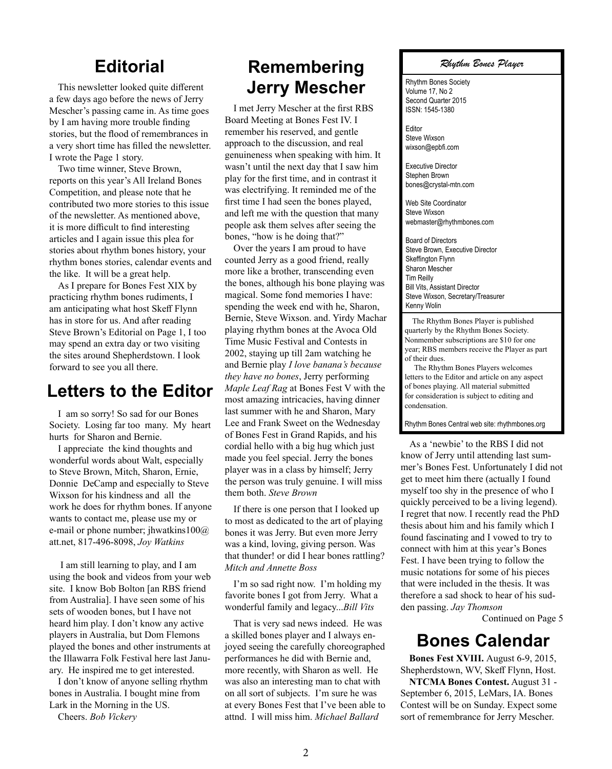## Editorial

This newsletter looked quite different a few days ago before the news of Jerry Mescher's passing came in. As time goes by I am having more trouble finding stories, but the flood of remembrances in a very short time has filled the newsletter. I wrote the Page 1 story.

Two time winner, Steve Brown, reports on this year's All Ireland Bones Competition, and please note that he contributed two more stories to this issue of the newsletter. As mentioned above, it is more difficult to find interesting articles and I again issue this plea for stories about rhythm bones history, your rhythm bones stories, calendar events and the like. It will be a great help.

As I prepare for Bones Fest XIX by practicing rhythm bones rudiments, I am anticipating what host Skeff Flynn has in store for us. And after reading Steve Brown's Editorial on Page 1, I too may spend an extra day or two visiting the sites around Shepherdstown. I look forward to see you all there.

## Letters to the Editor

I am so sorry! So sad for our Bones Society. Losing far too many. My heart hurts for Sharon and Bernie.

I appreciate the kind thoughts and wonderful words about Walt, especially to Steve Brown, Mitch, Sharon, Ernie, Donnie DeCamp and especially to Steve Wixson for his kindness and all the work he does for rhythm bones. If anyone wants to contact me, please use my or e-mail or phone number; jhwatkins100@att.net, 817-496-8098, *Joy Watkins*

I am still learning to play, and I am using the book and videos from your web site. I know Bob Bolton [an RBS friend from Australia]. I have seen some of his sets of wooden bones, but I have not heard him play. I don't know any active players in Australia, but Dom Flemons played the bones and other instruments at the Illawarra Folk Festival here last January. He inspired me to get interested.

I don't know of anyone selling rhythm bones in Australia. I bought mine from Lark in the Morning in the US.

Cheers. *Bob Vickery*

## Remembering Jerry Mescher

I met Jerry Mescher at the first RBS Board Meeting at Bones Fest IV. I remember his reserved, and gentle approach to the discussion, and real genuineness when speaking with him. It wasn't until the next day that I saw him play for the first time, and in contrast it was electrifying. It reminded me of the first time I had seen the bones played, and left me with the question that many people ask them selves after seeing the bones, "how is he doing that?"

Over the years I am proud to have counted Jerry as a good friend, really more like a brother, transcending even the bones, although his bone playing was magical. Some fond memories I have: spending the week end with he, Sharon, Bernie, Steve Wixson. and. Yirdy Machar playing rhythm bones at the Avoca Old Time Music Festival and Contests in 2002, staying up till 2am watching he and Bernie play *I love banana's because they have no bones*, Jerry performing *Maple Leaf Rag* at Bones Fest V with the most amazing intricacies, having dinner last summer with he and Sharon, Mary Lee and Frank Sweet on the Wednesday of Bones Fest in Grand Rapids, and his cordial hello with a big hug which just made you feel special. Jerry the bones player was in a class by himself; Jerry the person was truly genuine. I will miss them both. *Steve Brown*

If there is one person that I looked up to most as dedicated to the art of playing bones it was Jerry. But even more Jerry was a kind, loving, giving person. Was that thunder! or did I hear bones rattling? *Mitch and Annette Boss*

I'm so sad right now. I'm holding my favorite bones I got from Jerry. What a wonderful family and legacy...*Bill Vits*

That is very sad news indeed. He was a skilled bones player and I always enjoyed seeing the carefully choreographed performances he did with Bernie and, more recently, with Sharon as well. He was also an interesting man to chat with on all sort of subjects. I'm sure he was at every Bones Fest that I've been able to attnd. I will miss him. *Michael Ballard*

As a 'newbie' to the RBS I did not know of Jerry until attending last summer's Bones Fest. Unfortunately I did not get to meet him there (actually I found myself too shy in the presence of who I quickly perceived to be a living legend). I regret that now. I recently read the PhD thesis about him and his family which I found fascinating and I vowed to try to connect with him at this year's Bones Fest. I have been trying to follow the music notations for some of his pieces that were included in the thesis. It was therefore a sad shock to hear of his sudden passing. *Jay Thomson*

Continued on Page 5

---

*Rhythm Bones Player*

Rhythm Bones Society
Volume 17, No 2
Second Quarter 2015
ISSN: 1545-1380

Editor
Steve Wixson
wixson@epbfi.com

Executive Director
Stephen Brown
bones@crystal-mtn.com

Web Site Coordinator
Steve Wixson
webmaster@rhythmbones.com

Board of Directors
Steve Brown, Executive Director
Skeffington Flynn
Sharon Mescher
Tim Reilly
Bill Vits, Assistant Director
Steve Wixson, Secretary/Treasurer
Kenny Wolin

The Rhythm Bones Player is published quarterly by the Rhythm Bones Society. Nonmember subscriptions are $10 for one year; RBS members receive the Player as part of their dues.

The Rhythm Bones Players welcomes letters to the Editor and article on any aspect of bones playing. All material submitted for consideration is subject to editing and condensation.

Rhythm Bones Central web site: rhythmbones.org

---

## Bones Calendar

**Bones Fest XVIII.** August 6-9, 2015, Shepherdstown, WV, Skeff Flynn, Host.

**NTCMA Bones Contest.** August 31 - September 6, 2015, LeMars, IA. Bones Contest will be on Sunday. Expect some sort of remembrance for Jerry Mescher.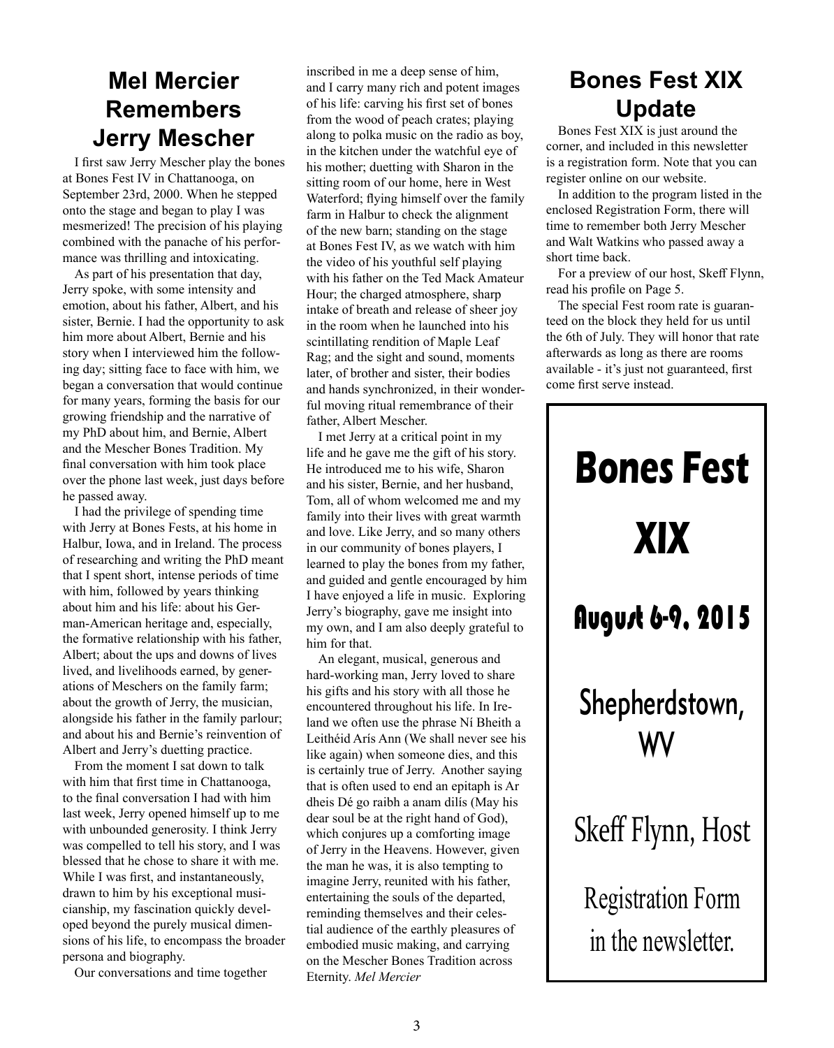## Mel Mercier Remembers Jerry Mescher

I first saw Jerry Mescher play the bones at Bones Fest IV in Chattanooga, on September 23rd, 2000. When he stepped onto the stage and began to play I was mesmerized! The precision of his playing combined with the panache of his performance was thrilling and intoxicating.

As part of his presentation that day, Jerry spoke, with some intensity and emotion, about his father, Albert, and his sister, Bernie. I had the opportunity to ask him more about Albert, Bernie and his story when I interviewed him the following day; sitting face to face with him, we began a conversation that would continue for many years, forming the basis for our growing friendship and the narrative of my PhD about him, and Bernie, Albert and the Mescher Bones Tradition. My final conversation with him took place over the phone last week, just days before he passed away.

I had the privilege of spending time with Jerry at Bones Fests, at his home in Halbur, Iowa, and in Ireland. The process of researching and writing the PhD meant that I spent short, intense periods of time with him, followed by years thinking about him and his life: about his German-American heritage and, especially, the formative relationship with his father, Albert; about the ups and downs of lives lived, and livelihoods earned, by generations of Meschers on the family farm; about the growth of Jerry, the musician, alongside his father in the family parlour; and about his and Bernie's reinvention of Albert and Jerry's duetting practice.

From the moment I sat down to talk with him that first time in Chattanooga, to the final conversation I had with him last week, Jerry opened himself up to me with unbounded generosity. I think Jerry was compelled to tell his story, and I was blessed that he chose to share it with me. While I was first, and instantaneously, drawn to him by his exceptional musicianship, my fascination quickly developed beyond the purely musical dimensions of his life, to encompass the broader persona and biography.

Our conversations and time together inscribed in me a deep sense of him, and I carry many rich and potent images of his life: carving his first set of bones from the wood of peach crates; playing along to polka music on the radio as boy, in the kitchen under the watchful eye of his mother; duetting with Sharon in the sitting room of our home, here in West Waterford; flying himself over the family farm in Halbur to check the alignment of the new barn; standing on the stage at Bones Fest IV, as we watch with him the video of his youthful self playing with his father on the Ted Mack Amateur Hour; the charged atmosphere, sharp intake of breath and release of sheer joy in the room when he launched into his scintillating rendition of Maple Leaf Rag; and the sight and sound, moments later, of brother and sister, their bodies and hands synchronized, in their wonderful moving ritual remembrance of their father, Albert Mescher.

I met Jerry at a critical point in my life and he gave me the gift of his story. He introduced me to his wife, Sharon and his sister, Bernie, and her husband, Tom, all of whom welcomed me and my family into their lives with great warmth and love. Like Jerry, and so many others in our community of bones players, I learned to play the bones from my father, and guided and gentle encouraged by him I have enjoyed a life in music. Exploring Jerry's biography, gave me insight into my own, and I am also deeply grateful to him for that.

An elegant, musical, generous and hard-working man, Jerry loved to share his gifts and his story with all those he encountered throughout his life. In Ireland we often use the phrase Ní Bheith a Leithéid Arís Ann (We shall never see his like again) when someone dies, and this is certainly true of Jerry. Another saying that is often used to end an epitaph is Ar dheis Dé go raibh a anam dilís (May his dear soul be at the right hand of God), which conjures up a comforting image of Jerry in the Heavens. However, given the man he was, it is also tempting to imagine Jerry, reunited with his father, entertaining the souls of the departed, reminding themselves and their celestial audience of the earthly pleasures of embodied music making, and carrying on the Mescher Bones Tradition across Eternity. *Mel Mercier*

## Bones Fest XIX Update

Bones Fest XIX is just around the corner, and included in this newsletter is a registration form. Note that you can register online on our website.

In addition to the program listed in the enclosed Registration Form, there will time to remember both Jerry Mescher and Walt Watkins who passed away a short time back.

For a preview of our host, Skeff Flynn, read his profile on Page 5.

The special Fest room rate is guaranteed on the block they held for us until the 6th of July. They will honor that rate afterwards as long as there are rooms available - it's just not guaranteed, first come first serve instead.

**Bones Fest XIX**

**August 6-9, 2015**

Shepherdstown, WV

Skeff Flynn, Host

Registration Form in the newsletter.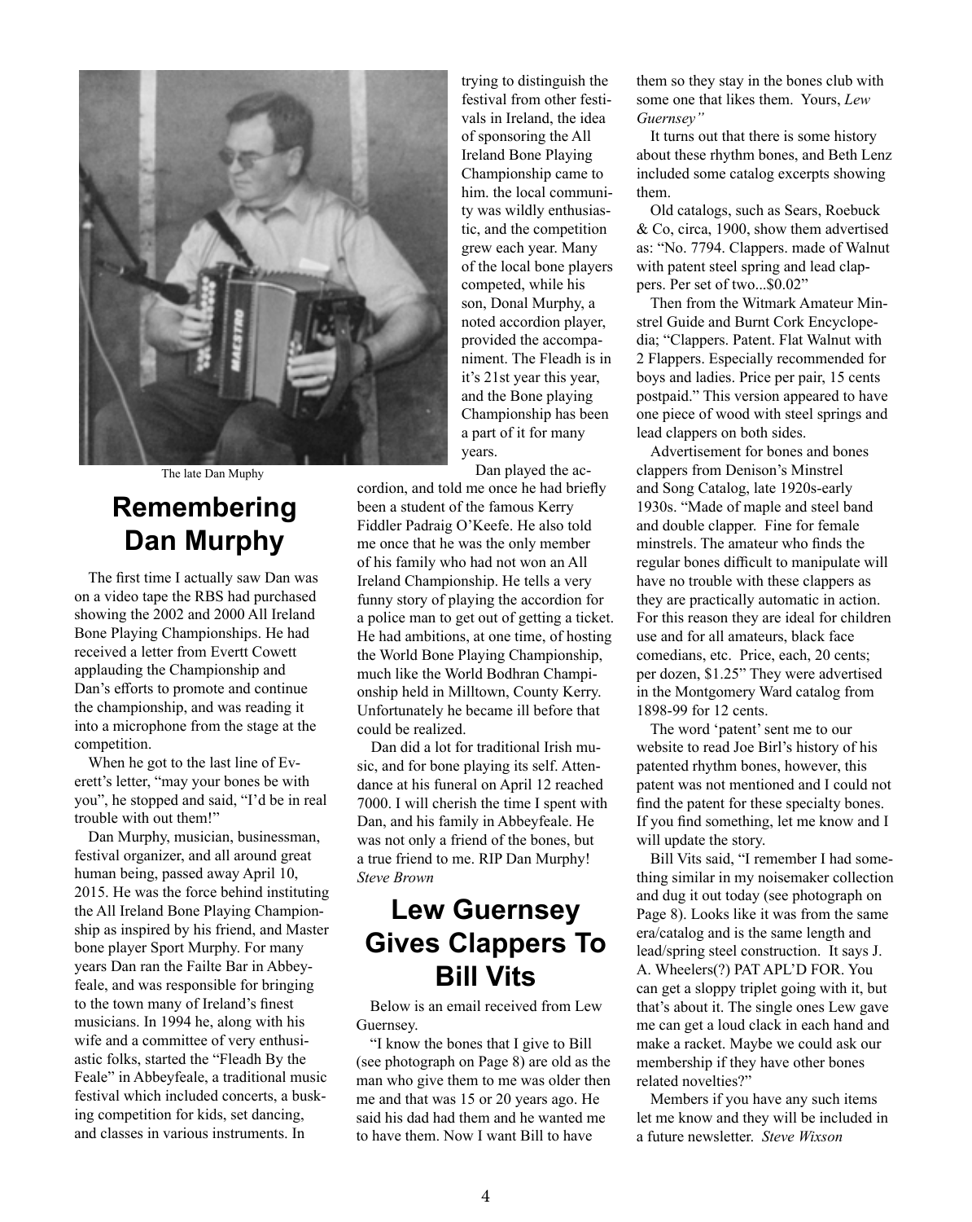The late Dan Muphy

# Remembering Dan Murphy

The first time I actually saw Dan was on a video tape the RBS had purchased showing the 2002 and 2000 All Ireland Bone Playing Championships. He had received a letter from Evertt Cowett applauding the Championship and Dan's efforts to promote and continue the championship, and was reading it into a microphone from the stage at the competition.

When he got to the last line of Everett's letter, "may your bones be with you", he stopped and said, "I'd be in real trouble with out them!"

Dan Murphy, musician, businessman, festival organizer, and all around great human being, passed away April 10, 2015. He was the force behind instituting the All Ireland Bone Playing Championship as inspired by his friend, and Master bone player Sport Murphy. For many years Dan ran the Failte Bar in Abbeyfeale, and was responsible for bringing to the town many of Ireland's finest musicians. In 1994 he, along with his wife and a committee of very enthusiastic folks, started the "Fleadh By the Feale" in Abbeyfeale, a traditional music festival which included concerts, a busking competition for kids, set dancing, and classes in various instruments. In trying to distinguish the festival from other festivals in Ireland, the idea of sponsoring the All Ireland Bone Playing Championship came to him. the local community was wildly enthusiastic, and the competition grew each year. Many of the local bone players competed, while his son, Donal Murphy, a noted accordion player, provided the accompaniment. The Fleadh is in it's 21st year this year, and the Bone playing Championship has been a part of it for many years.

Dan played the accordion, and told me once he had briefly been a student of the famous Kerry Fiddler Padraig O'Keefe. He also told me once that he was the only member of his family who had not won an All Ireland Championship. He tells a very funny story of playing the accordion for a police man to get out of getting a ticket. He had ambitions, at one time, of hosting the World Bone Playing Championship, much like the World Bodhran Championship held in Milltown, County Kerry. Unfortunately he became ill before that could be realized.

Dan did a lot for traditional Irish music, and for bone playing its self. Attendance at his funeral on April 12 reached 7000. I will cherish the time I spent with Dan, and his family in Abbeyfeale. He was not only a friend of the bones, but a true friend to me. RIP Dan Murphy! *Steve Brown*

# Lew Guernsey Gives Clappers To Bill Vits

Below is an email received from Lew Guernsey.

"I know the bones that I give to Bill (see photograph on Page 8) are old as the man who give them to me was older then me and that was 15 or 20 years ago. He said his dad had them and he wanted me to have them. Now I want Bill to have them so they stay in the bones club with some one that likes them. Yours, *Lew Guernsey"*

It turns out that there is some history about these rhythm bones, and Beth Lenz included some catalog excerpts showing them.

Old catalogs, such as Sears, Roebuck & Co, circa, 1900, show them advertised as: "No. 7794. Clappers. made of Walnut with patent steel spring and lead clappers. Per set of two...$0.02"

Then from the Witmark Amateur Minstrel Guide and Burnt Cork Encyclopedia; "Clappers. Patent. Flat Walnut with 2 Flappers. Especially recommended for boys and ladies. Price per pair, 15 cents postpaid." This version appeared to have one piece of wood with steel springs and lead clappers on both sides.

Advertisement for bones and bones clappers from Denison's Minstrel and Song Catalog, late 1920s-early 1930s. "Made of maple and steel band and double clapper. Fine for female minstrels. The amateur who finds the regular bones difficult to manipulate will have no trouble with these clappers as they are practically automatic in action. For this reason they are ideal for children use and for all amateurs, black face comedians, etc. Price, each, 20 cents; per dozen, $1.25" They were advertised in the Montgomery Ward catalog from 1898-99 for 12 cents.

The word 'patent' sent me to our website to read Joe Birl's history of his patented rhythm bones, however, this patent was not mentioned and I could not find the patent for these specialty bones. If you find something, let me know and I will update the story.

Bill Vits said, "I remember I had something similar in my noisemaker collection and dug it out today (see photograph on Page 8). Looks like it was from the same era/catalog and is the same length and lead/spring steel construction. It says J. A. Wheelers(?) PAT APL'D FOR. You can get a sloppy triplet going with it, but that's about it. The single ones Lew gave me can get a loud clack in each hand and make a racket. Maybe we could ask our membership if they have other bones related novelties?"

Members if you have any such items let me know and they will be included in a future newsletter. *Steve Wixson*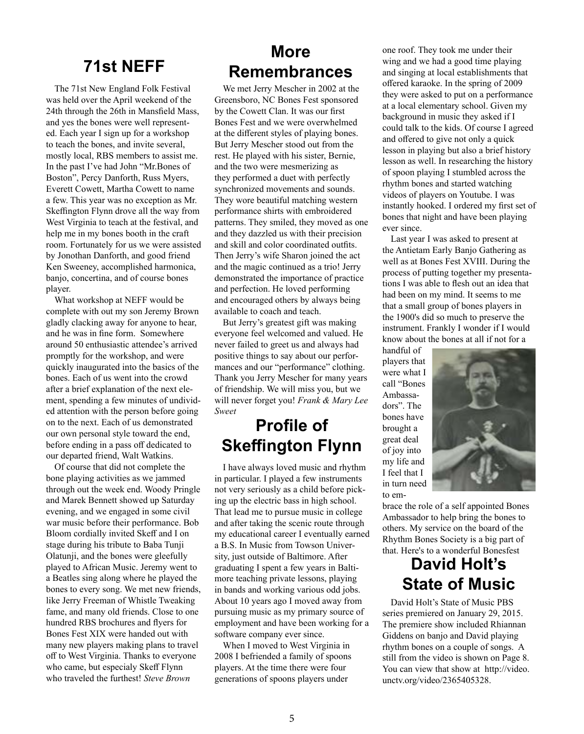## 71st NEFF

The 71st New England Folk Festival was held over the April weekend of the 24th through the 26th in Mansfield Mass, and yes the bones were well represented. Each year I sign up for a workshop to teach the bones, and invite several, mostly local, RBS members to assist me. In the past I've had John "Mr.Bones of Boston", Percy Danforth, Russ Myers, Everett Cowett, Martha Cowett to name a few. This year was no exception as Mr. Skeffington Flynn drove all the way from West Virginia to teach at the festival, and help me in my bones booth in the craft room. Fortunately for us we were assisted by Jonothan Danforth, and good friend Ken Sweeney, accomplished harmonica, banjo, concertina, and of course bones player.

What workshop at NEFF would be complete with out my son Jeremy Brown gladly clacking away for anyone to hear, and he was in fine form. Somewhere around 50 enthusiastic attendee's arrived promptly for the workshop, and were quickly inaugurated into the basics of the bones. Each of us went into the crowd after a brief explanation of the next element, spending a few minutes of undivided attention with the person before going on to the next. Each of us demonstrated our own personal style toward the end, before ending in a pass off dedicated to our departed friend, Walt Watkins.

Of course that did not complete the bone playing activities as we jammed through out the week end. Woody Pringle and Marek Bennett showed up Saturday evening, and we engaged in some civil war music before their performance. Bob Bloom cordially invited Skeff and I on stage during his tribute to Baba Tunji Olatunji, and the bones were gleefully played to African Music. Jeremy went to a Beatles sing along where he played the bones to every song. We met new friends, like Jerry Freeman of Whistle Tweaking fame, and many old friends. Close to one hundred RBS brochures and flyers for Bones Fest XIX were handed out with many new players making plans to travel off to West Virginia. Thanks to everyone who came, but especialy Skeff Flynn who traveled the furthest! *Steve Brown*

## More Remembrances

We met Jerry Mescher in 2002 at the Greensboro, NC Bones Fest sponsored by the Cowett Clan. It was our first Bones Fest and we were overwhelmed at the different styles of playing bones. But Jerry Mescher stood out from the rest. He played with his sister, Bernie, and the two were mesmerizing as they performed a duet with perfectly synchronized movements and sounds. They wore beautiful matching western performance shirts with embroidered patterns. They smiled, they moved as one and they dazzled us with their precision and skill and color coordinated outfits. Then Jerry's wife Sharon joined the act and the magic continued as a trio! Jerry demonstrated the importance of practice and perfection. He loved performing and encouraged others by always being available to coach and teach.

But Jerry's greatest gift was making everyone feel welcomed and valued. He never failed to greet us and always had positive things to say about our performances and our "performance" clothing. Thank you Jerry Mescher for many years of friendship. We will miss you, but we will never forget you! *Frank & Mary Lee Sweet*

## Profile of Skeffington Flynn

I have always loved music and rhythm in particular. I played a few instruments not very seriously as a child before picking up the electric bass in high school. That lead me to pursue music in college and after taking the scenic route through my educational career I eventually earned a B.S. In Music from Towson University, just outside of Baltimore. After graduating I spent a few years in Baltimore teaching private lessons, playing in bands and working various odd jobs. About 10 years ago I moved away from pursuing music as my primary source of employment and have been working for a software company ever since.

When I moved to West Virginia in 2008 I befriended a family of spoons players. At the time there were four generations of spoons players under one roof. They took me under their wing and we had a good time playing and singing at local establishments that offered karaoke. In the spring of 2009 they were asked to put on a performance at a local elementary school. Given my background in music they asked if I could talk to the kids. Of course I agreed and offered to give not only a quick lesson in playing but also a brief history lesson as well. In researching the history of spoon playing I stumbled across the rhythm bones and started watching videos of players on Youtube. I was instantly hooked. I ordered my first set of bones that night and have been playing ever since.

Last year I was asked to present at the Antietam Early Banjo Gathering as well as at Bones Fest XVIII. During the process of putting together my presentations I was able to flesh out an idea that had been on my mind. It seems to me that a small group of bones players in the 1900's did so much to preserve the instrument. Frankly I wonder if I would know about the bones at all if not for a handful of players that were what I call "Bones Ambassadors". The bones have brought a great deal of joy into my life and I feel that I in turn need to embrace the role of a self appointed Bones Ambassador to help bring the bones to others. My service on the board of the Rhythm Bones Society is a big part of that. Here's to a wonderful Bonesfest

## David Holt's State of Music

David Holt's State of Music PBS series premiered on January 29, 2015. The premiere show included Rhiannan Giddens on banjo and David playing rhythm bones on a couple of songs. A still from the video is shown on Page 8. You can view that show at http://video.unctv.org/video/2365405328.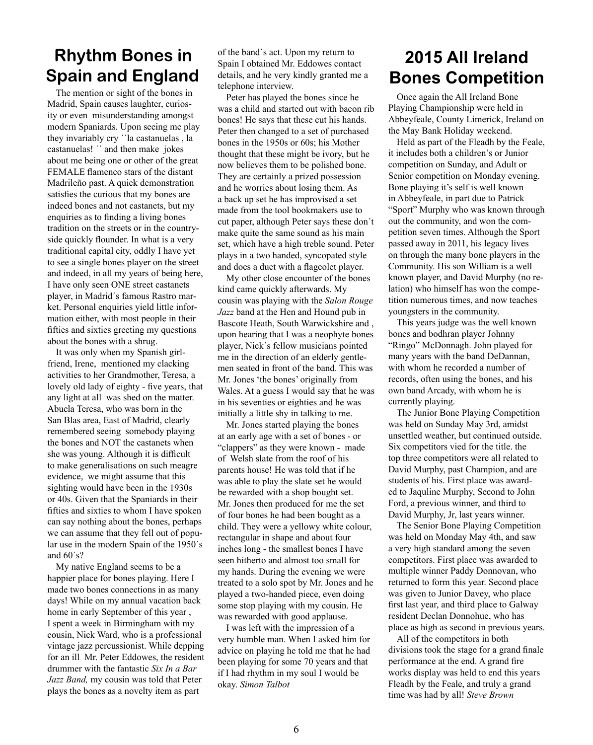# Rhythm Bones in Spain and England

The mention or sight of the bones in Madrid, Spain causes laughter, curiosity or even misunderstanding amongst modern Spaniards. Upon seeing me play they invariably cry ´´la castanuelas , la castanuelas! ´´ and then make jokes about me being one or other of the great FEMALE flamenco stars of the distant Madrileño past. A quick demonstration satisfies the curious that my bones are indeed bones and not castanets, but my enquiries as to finding a living bones tradition on the streets or in the countryside quickly flounder. In what is a very traditional capital city, oddly I have yet to see a single bones player on the street and indeed, in all my years of being here, I have only seen ONE street castanets player, in Madrid´s famous Rastro market. Personal enquiries yield little information either, with most people in their fifties and sixties greeting my questions about the bones with a shrug.

It was only when my Spanish girlfriend, Irene, mentioned my clacking activities to her Grandmother, Teresa, a lovely old lady of eighty - five years, that any light at all was shed on the matter. Abuela Teresa, who was born in the San Blas area, East of Madrid, clearly remembered seeing somebody playing the bones and NOT the castanets when she was young. Although it is difficult to make generalisations on such meagre evidence, we might assume that this sighting would have been in the 1930s or 40s. Given that the Spaniards in their fifties and sixties to whom I have spoken can say nothing about the bones, perhaps we can assume that they fell out of popular use in the modern Spain of the 1950´s and 60´s?

My native England seems to be a happier place for bones playing. Here I made two bones connections in as many days! While on my annual vacation back home in early September of this year , I spent a week in Birmingham with my cousin, Nick Ward, who is a professional vintage jazz percussionist. While depping for an ill Mr. Peter Eddowes, the resident drummer with the fantastic *Six In a Bar Jazz Band,* my cousin was told that Peter plays the bones as a novelty item as part of the band´s act. Upon my return to Spain I obtained Mr. Eddowes contact details, and he very kindly granted me a telephone interview.

Peter has played the bones since he was a child and started out with bacon rib bones! He says that these cut his hands. Peter then changed to a set of purchased bones in the 1950s or 60s; his Mother thought that these might be ivory, but he now believes them to be polished bone. They are certainly a prized possession and he worries about losing them. As a back up set he has improvised a set made from the tool bookmakers use to cut paper, although Peter says these don´t make quite the same sound as his main set, which have a high treble sound. Peter plays in a two handed, syncopated style and does a duet with a flageolet player.

My other close encounter of the bones kind came quickly afterwards. My cousin was playing with the *Salon Rouge Jazz* band at the Hen and Hound pub in Bascote Heath, South Warwickshire and , upon hearing that I was a neophyte bones player, Nick´s fellow musicians pointed me in the direction of an elderly gentlemen seated in front of the band. This was Mr. Jones 'the bones' originally from Wales. At a guess I would say that he was in his seventies or eighties and he was initially a little shy in talking to me.

Mr. Jones started playing the bones at an early age with a set of bones - or "clappers" as they were known - made of Welsh slate from the roof of his parents house! He was told that if he was able to play the slate set he would be rewarded with a shop bought set. Mr. Jones then produced for me the set of four bones he had been bought as a child. They were a yellowy white colour, rectangular in shape and about four inches long - the smallest bones I have seen hitherto and almost too small for my hands. During the evening we were treated to a solo spot by Mr. Jones and he played a two-handed piece, even doing some stop playing with my cousin. He was rewarded with good applause.

I was left with the impression of a very humble man. When I asked him for advice on playing he told me that he had been playing for some 70 years and that if I had rhythm in my soul I would be okay. *Simon Talbot*

# 2015 All Ireland Bones Competition

Once again the All Ireland Bone Playing Championship were held in Abbeyfeale, County Limerick, Ireland on the May Bank Holiday weekend.

Held as part of the Fleadh by the Feale, it includes both a children's or Junior competition on Sunday, and Adult or Senior competition on Monday evening. Bone playing it's self is well known in Abbeyfeale, in part due to Patrick "Sport" Murphy who was known through out the community, and won the competition seven times. Although the Sport passed away in 2011, his legacy lives on through the many bone players in the Community. His son William is a well known player, and David Murphy (no relation) who himself has won the competition numerous times, and now teaches youngsters in the community.

This years judge was the well known bones and bodhran player Johnny "Ringo" McDonnagh. John played for many years with the band DeDannan, with whom he recorded a number of records, often using the bones, and his own band Arcady, with whom he is currently playing.

The Junior Bone Playing Competition was held on Sunday May 3rd, amidst unsettled weather, but continued outside. Six competitors vied for the title. the top three competitors were all related to David Murphy, past Champion, and are students of his. First place was awarded to Jaquline Murphy, Second to John Ford, a previous winner, and third to David Murphy, Jr, last years winner.

The Senior Bone Playing Competition was held on Monday May 4th, and saw a very high standard among the seven competitors. First place was awarded to multiple winner Paddy Donnovan, who returned to form this year. Second place was given to Junior Davey, who place first last year, and third place to Galway resident Declan Donnohue, who has place as high as second in previous years.

All of the competitors in both divisions took the stage for a grand finale performance at the end. A grand fire works display was held to end this years Fleadh by the Feale, and truly a grand time was had by all! *Steve Brown*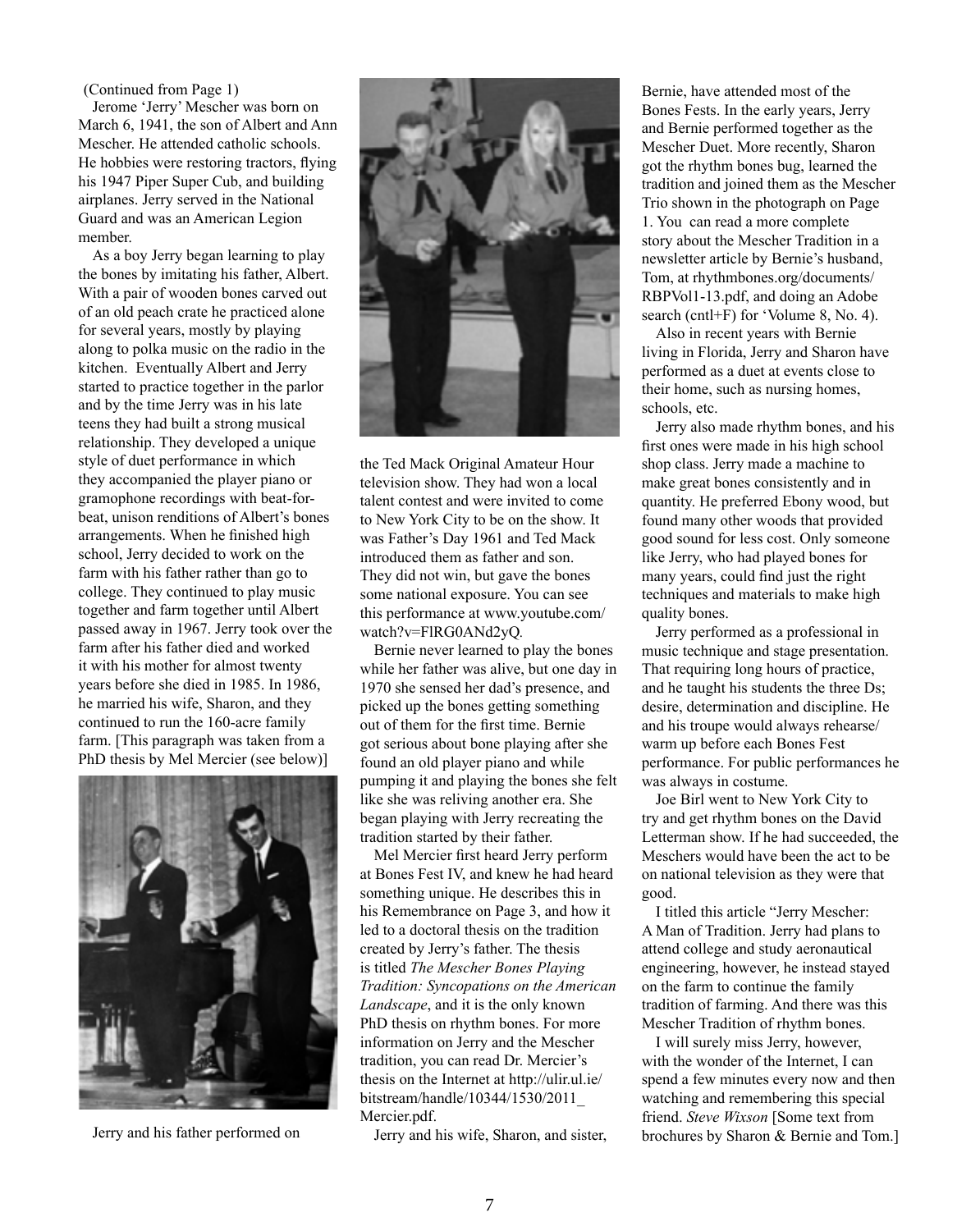(Continued from Page 1)

Jerome 'Jerry' Mescher was born on March 6, 1941, the son of Albert and Ann Mescher. He attended catholic schools. He hobbies were restoring tractors, flying his 1947 Piper Super Cub, and building airplanes. Jerry served in the National Guard and was an American Legion member.

As a boy Jerry began learning to play the bones by imitating his father, Albert. With a pair of wooden bones carved out of an old peach crate he practiced alone for several years, mostly by playing along to polka music on the radio in the kitchen. Eventually Albert and Jerry started to practice together in the parlor and by the time Jerry was in his late teens they had built a strong musical relationship. They developed a unique style of duet performance in which they accompanied the player piano or gramophone recordings with beat-for-beat, unison renditions of Albert's bones arrangements. When he finished high school, Jerry decided to work on the farm with his father rather than go to college. They continued to play music together and farm together until Albert passed away in 1967. Jerry took over the farm after his father died and worked it with his mother for almost twenty years before she died in 1985. In 1986, he married his wife, Sharon, and they continued to run the 160-acre family farm. [This paragraph was taken from a PhD thesis by Mel Mercier (see below)]

Jerry and his father performed on the Ted Mack Original Amateur Hour television show. They had won a local talent contest and were invited to come to New York City to be on the show. It was Father's Day 1961 and Ted Mack introduced them as father and son. They did not win, but gave the bones some national exposure. You can see this performance at www.youtube.com/watch?v=FlRG0ANd2yQ.

Bernie never learned to play the bones while her father was alive, but one day in 1970 she sensed her dad's presence, and picked up the bones getting something out of them for the first time. Bernie got serious about bone playing after she found an old player piano and while pumping it and playing the bones she felt like she was reliving another era. She began playing with Jerry recreating the tradition started by their father.

Mel Mercier first heard Jerry perform at Bones Fest IV, and knew he had heard something unique. He describes this in his Remembrance on Page 3, and how it led to a doctoral thesis on the tradition created by Jerry's father. The thesis is titled *The Mescher Bones Playing Tradition: Syncopations on the American Landscape*, and it is the only known PhD thesis on rhythm bones. For more information on Jerry and the Mescher tradition, you can read Dr. Mercier's thesis on the Internet at http://ulir.ul.ie/bitstream/handle/10344/1530/2011_Mercier.pdf.

Jerry and his wife, Sharon, and sister, Bernie, have attended most of the Bones Fests. In the early years, Jerry and Bernie performed together as the Mescher Duet. More recently, Sharon got the rhythm bones bug, learned the tradition and joined them as the Mescher Trio shown in the photograph on Page 1. You can read a more complete story about the Mescher Tradition in a newsletter article by Bernie's husband, Tom, at rhythmbones.org/documents/RBPVol1-13.pdf, and doing an Adobe search (cntl+F) for 'Volume 8, No. 4).

Also in recent years with Bernie living in Florida, Jerry and Sharon have performed as a duet at events close to their home, such as nursing homes, schools, etc.

Jerry also made rhythm bones, and his first ones were made in his high school shop class. Jerry made a machine to make great bones consistently and in quantity. He preferred Ebony wood, but found many other woods that provided good sound for less cost. Only someone like Jerry, who had played bones for many years, could find just the right techniques and materials to make high quality bones.

Jerry performed as a professional in music technique and stage presentation. That requiring long hours of practice, and he taught his students the three Ds; desire, determination and discipline. He and his troupe would always rehearse/warm up before each Bones Fest performance. For public performances he was always in costume.

Joe Birl went to New York City to try and get rhythm bones on the David Letterman show. If he had succeeded, the Meschers would have been the act to be on national television as they were that good.

I titled this article "Jerry Mescher: A Man of Tradition. Jerry had plans to attend college and study aeronautical engineering, however, he instead stayed on the farm to continue the family tradition of farming. And there was this Mescher Tradition of rhythm bones.

I will surely miss Jerry, however, with the wonder of the Internet, I can spend a few minutes every now and then watching and remembering this special friend. *Steve Wixson* [Some text from brochures by Sharon & Bernie and Tom.]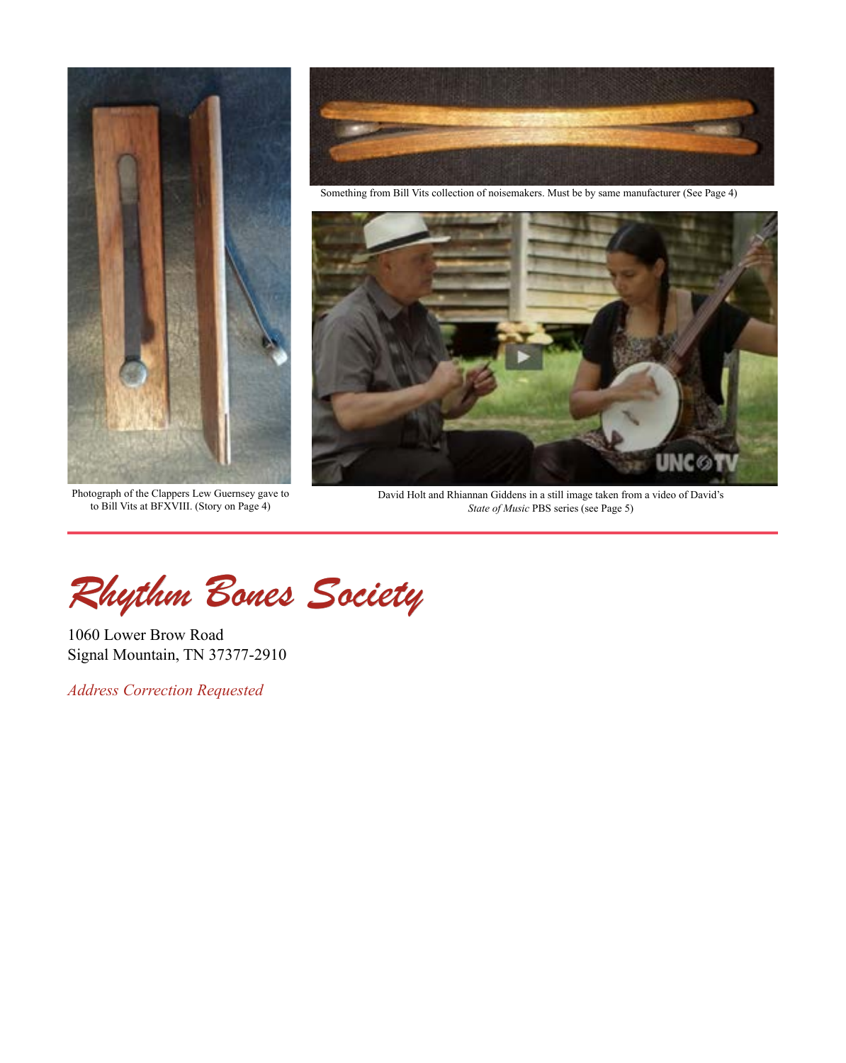Photograph of the Clappers Lew Guernsey gave to to Bill Vits at BFXVIII. (Story on Page 4)

Something from Bill Vits collection of noisemakers. Must be by same manufacturer (See Page 4)

David Holt and Rhiannan Giddens in a still image taken from a video of David's *State of Music* PBS series (see Page 5)

---

*Rhythm Bones Society*

1060 Lower Brow Road
Signal Mountain, TN 37377-2910

*Address Correction Requested*